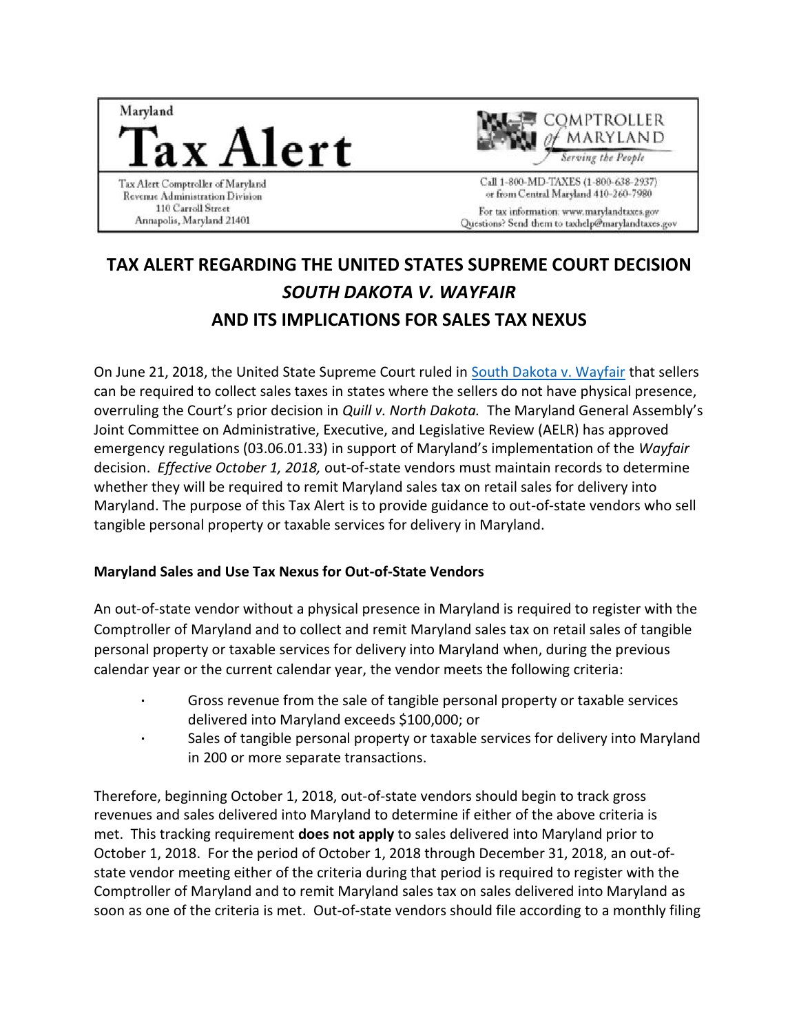Maryland

# Tax Alert

Tax Alert Comptroller of Maryland
Revenue Administration Division
110 Carroll Street
Annapolis, Maryland 21401

COMPTROLLER of MARYLAND
*Serving the People*

Call 1-800-MD-TAXES (1-800-638-2937)
or from Central Maryland 410-260-7980

For tax information: www.marylandtaxes.gov
Questions? Send them to taxhelp@marylandtaxes.gov

## TAX ALERT REGARDING THE UNITED STATES SUPREME COURT DECISION *SOUTH DAKOTA V. WAYFAIR* AND ITS IMPLICATIONS FOR SALES TAX NEXUS

On June 21, 2018, the United State Supreme Court ruled in South Dakota v. Wayfair that sellers can be required to collect sales taxes in states where the sellers do not have physical presence, overruling the Court's prior decision in *Quill v. North Dakota.* The Maryland General Assembly's Joint Committee on Administrative, Executive, and Legislative Review (AELR) has approved emergency regulations (03.06.01.33) in support of Maryland's implementation of the *Wayfair* decision. *Effective October 1, 2018,* out-of-state vendors must maintain records to determine whether they will be required to remit Maryland sales tax on retail sales for delivery into Maryland. The purpose of this Tax Alert is to provide guidance to out-of-state vendors who sell tangible personal property or taxable services for delivery in Maryland.

### Maryland Sales and Use Tax Nexus for Out-of-State Vendors

An out-of-state vendor without a physical presence in Maryland is required to register with the Comptroller of Maryland and to collect and remit Maryland sales tax on retail sales of tangible personal property or taxable services for delivery into Maryland when, during the previous calendar year or the current calendar year, the vendor meets the following criteria:

- Gross revenue from the sale of tangible personal property or taxable services delivered into Maryland exceeds $100,000; or
- Sales of tangible personal property or taxable services for delivery into Maryland in 200 or more separate transactions.

Therefore, beginning October 1, 2018, out-of-state vendors should begin to track gross revenues and sales delivered into Maryland to determine if either of the above criteria is met. This tracking requirement **does not apply** to sales delivered into Maryland prior to October 1, 2018. For the period of October 1, 2018 through December 31, 2018, an out-of-state vendor meeting either of the criteria during that period is required to register with the Comptroller of Maryland and to remit Maryland sales tax on sales delivered into Maryland as soon as one of the criteria is met. Out-of-state vendors should file according to a monthly filing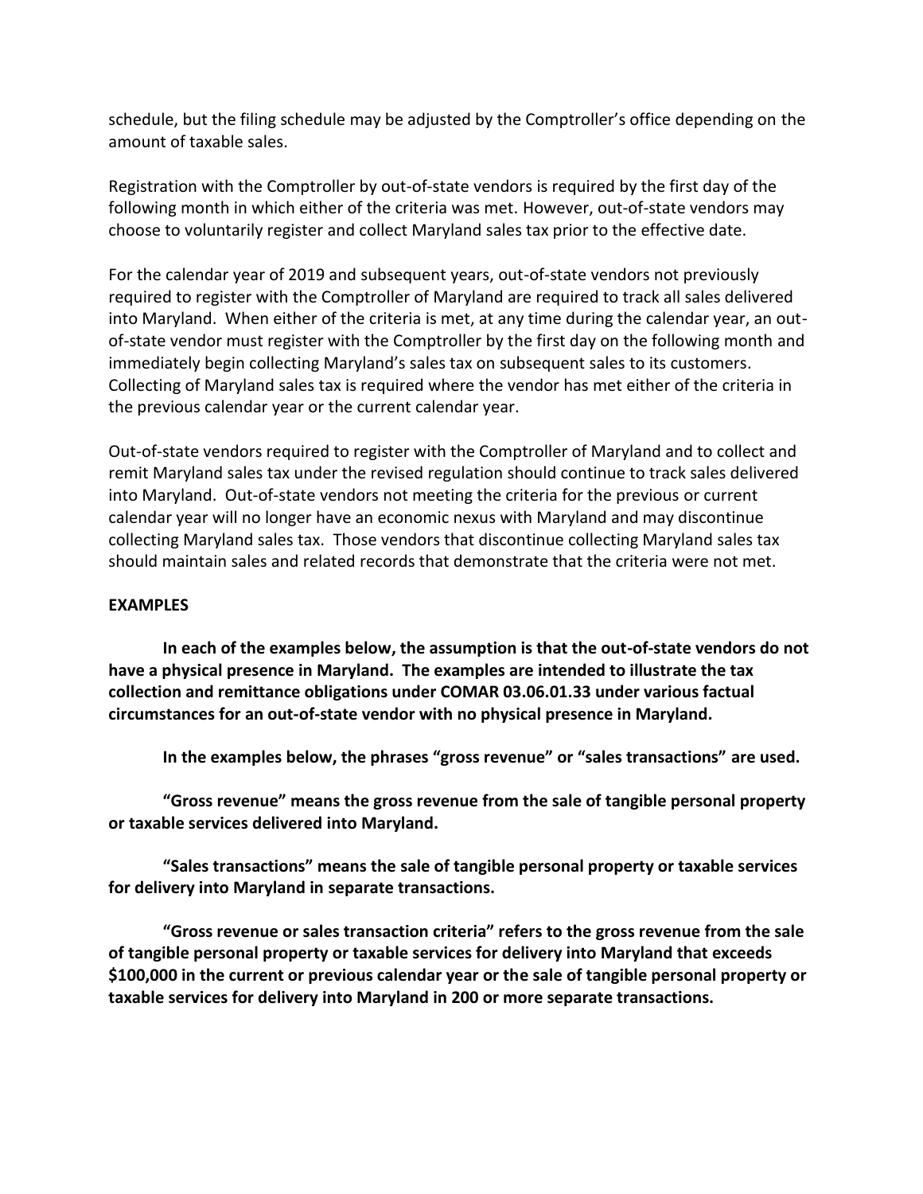schedule, but the filing schedule may be adjusted by the Comptroller's office depending on the amount of taxable sales.

Registration with the Comptroller by out-of-state vendors is required by the first day of the following month in which either of the criteria was met. However, out-of-state vendors may choose to voluntarily register and collect Maryland sales tax prior to the effective date.

For the calendar year of 2019 and subsequent years, out-of-state vendors not previously required to register with the Comptroller of Maryland are required to track all sales delivered into Maryland. When either of the criteria is met, at any time during the calendar year, an out-of-state vendor must register with the Comptroller by the first day on the following month and immediately begin collecting Maryland's sales tax on subsequent sales to its customers. Collecting of Maryland sales tax is required where the vendor has met either of the criteria in the previous calendar year or the current calendar year.

Out-of-state vendors required to register with the Comptroller of Maryland and to collect and remit Maryland sales tax under the revised regulation should continue to track sales delivered into Maryland. Out-of-state vendors not meeting the criteria for the previous or current calendar year will no longer have an economic nexus with Maryland and may discontinue collecting Maryland sales tax. Those vendors that discontinue collecting Maryland sales tax should maintain sales and related records that demonstrate that the criteria were not met.

**EXAMPLES**

**In each of the examples below, the assumption is that the out-of-state vendors do not have a physical presence in Maryland. The examples are intended to illustrate the tax collection and remittance obligations under COMAR 03.06.01.33 under various factual circumstances for an out-of-state vendor with no physical presence in Maryland.**

**In the examples below, the phrases "gross revenue" or "sales transactions" are used.**

**"Gross revenue" means the gross revenue from the sale of tangible personal property or taxable services delivered into Maryland.**

**"Sales transactions" means the sale of tangible personal property or taxable services for delivery into Maryland in separate transactions.**

**"Gross revenue or sales transaction criteria" refers to the gross revenue from the sale of tangible personal property or taxable services for delivery into Maryland that exceeds $100,000 in the current or previous calendar year or the sale of tangible personal property or taxable services for delivery into Maryland in 200 or more separate transactions.**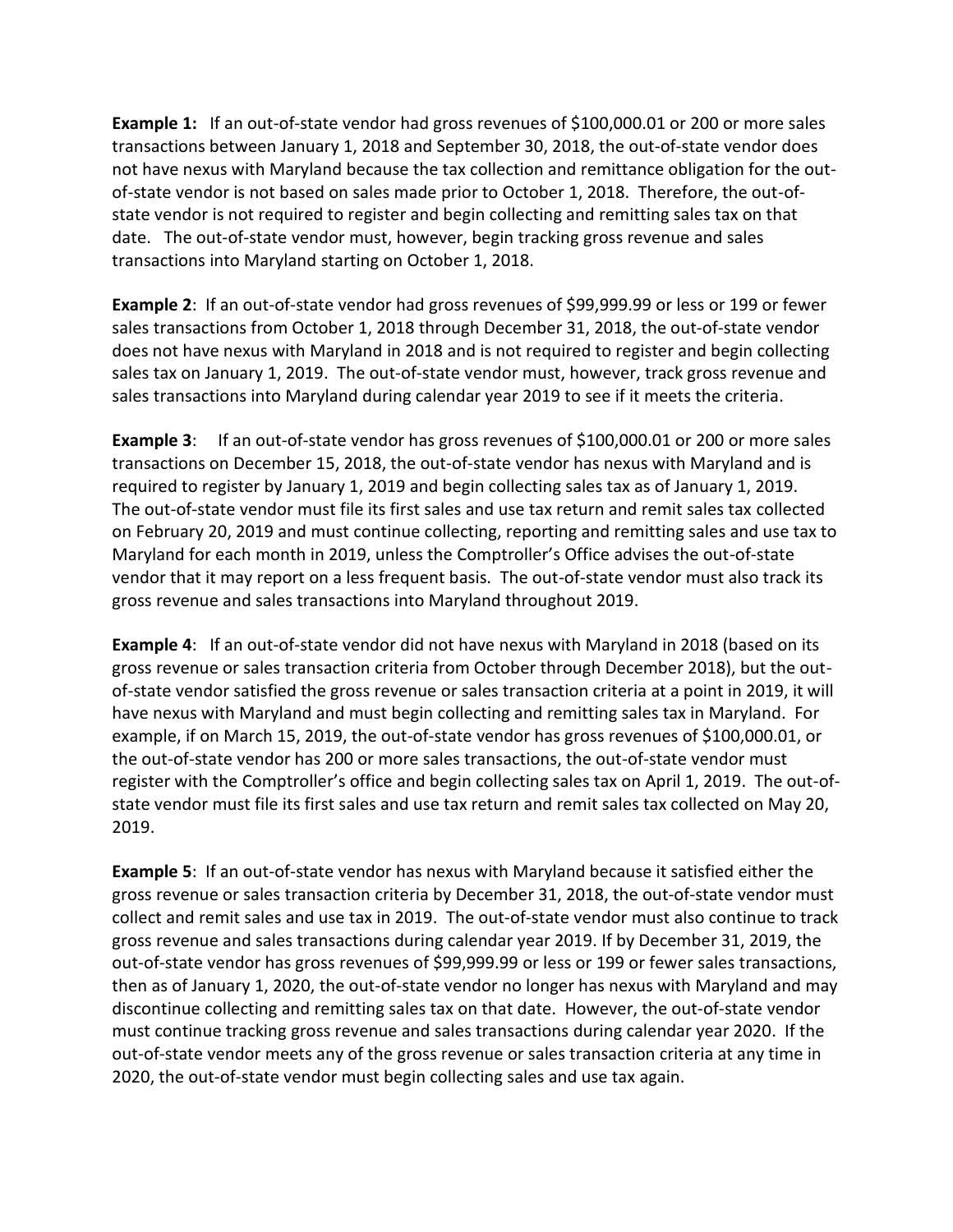**Example 1:** If an out-of-state vendor had gross revenues of $100,000.01 or 200 or more sales transactions between January 1, 2018 and September 30, 2018, the out-of-state vendor does not have nexus with Maryland because the tax collection and remittance obligation for the out-of-state vendor is not based on sales made prior to October 1, 2018. Therefore, the out-of-state vendor is not required to register and begin collecting and remitting sales tax on that date. The out-of-state vendor must, however, begin tracking gross revenue and sales transactions into Maryland starting on October 1, 2018.

**Example 2**: If an out-of-state vendor had gross revenues of $99,999.99 or less or 199 or fewer sales transactions from October 1, 2018 through December 31, 2018, the out-of-state vendor does not have nexus with Maryland in 2018 and is not required to register and begin collecting sales tax on January 1, 2019. The out-of-state vendor must, however, track gross revenue and sales transactions into Maryland during calendar year 2019 to see if it meets the criteria.

**Example 3**: If an out-of-state vendor has gross revenues of $100,000.01 or 200 or more sales transactions on December 15, 2018, the out-of-state vendor has nexus with Maryland and is required to register by January 1, 2019 and begin collecting sales tax as of January 1, 2019. The out-of-state vendor must file its first sales and use tax return and remit sales tax collected on February 20, 2019 and must continue collecting, reporting and remitting sales and use tax to Maryland for each month in 2019, unless the Comptroller's Office advises the out-of-state vendor that it may report on a less frequent basis. The out-of-state vendor must also track its gross revenue and sales transactions into Maryland throughout 2019.

**Example 4**: If an out-of-state vendor did not have nexus with Maryland in 2018 (based on its gross revenue or sales transaction criteria from October through December 2018), but the out-of-state vendor satisfied the gross revenue or sales transaction criteria at a point in 2019, it will have nexus with Maryland and must begin collecting and remitting sales tax in Maryland. For example, if on March 15, 2019, the out-of-state vendor has gross revenues of $100,000.01, or the out-of-state vendor has 200 or more sales transactions, the out-of-state vendor must register with the Comptroller's office and begin collecting sales tax on April 1, 2019. The out-of-state vendor must file its first sales and use tax return and remit sales tax collected on May 20, 2019.

**Example 5**: If an out-of-state vendor has nexus with Maryland because it satisfied either the gross revenue or sales transaction criteria by December 31, 2018, the out-of-state vendor must collect and remit sales and use tax in 2019. The out-of-state vendor must also continue to track gross revenue and sales transactions during calendar year 2019. If by December 31, 2019, the out-of-state vendor has gross revenues of $99,999.99 or less or 199 or fewer sales transactions, then as of January 1, 2020, the out-of-state vendor no longer has nexus with Maryland and may discontinue collecting and remitting sales tax on that date. However, the out-of-state vendor must continue tracking gross revenue and sales transactions during calendar year 2020. If the out-of-state vendor meets any of the gross revenue or sales transaction criteria at any time in 2020, the out-of-state vendor must begin collecting sales and use tax again.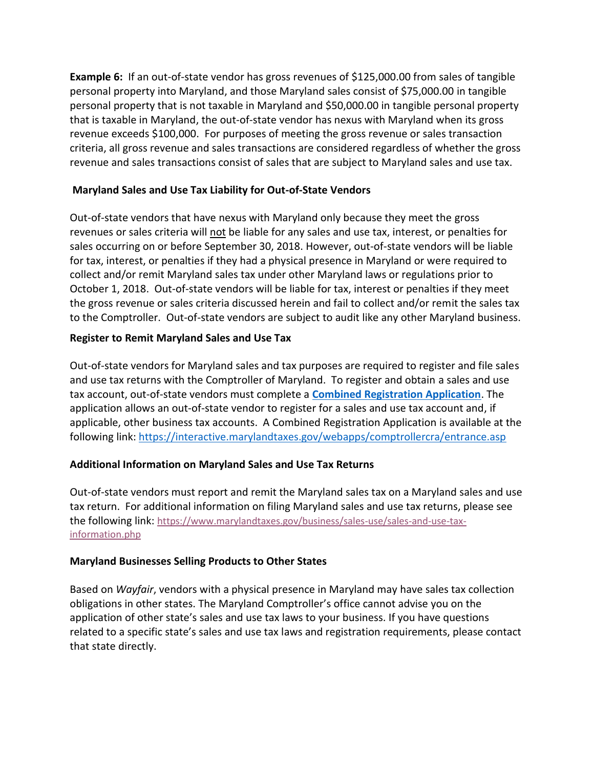**Example 6:** If an out-of-state vendor has gross revenues of $125,000.00 from sales of tangible personal property into Maryland, and those Maryland sales consist of $75,000.00 in tangible personal property that is not taxable in Maryland and $50,000.00 in tangible personal property that is taxable in Maryland, the out-of-state vendor has nexus with Maryland when its gross revenue exceeds $100,000. For purposes of meeting the gross revenue or sales transaction criteria, all gross revenue and sales transactions are considered regardless of whether the gross revenue and sales transactions consist of sales that are subject to Maryland sales and use tax.

### Maryland Sales and Use Tax Liability for Out-of-State Vendors

Out-of-state vendors that have nexus with Maryland only because they meet the gross revenues or sales criteria will <u>not</u> be liable for any sales and use tax, interest, or penalties for sales occurring on or before September 30, 2018. However, out-of-state vendors will be liable for tax, interest, or penalties if they had a physical presence in Maryland or were required to collect and/or remit Maryland sales tax under other Maryland laws or regulations prior to October 1, 2018. Out-of-state vendors will be liable for tax, interest or penalties if they meet the gross revenue or sales criteria discussed herein and fail to collect and/or remit the sales tax to the Comptroller. Out-of-state vendors are subject to audit like any other Maryland business.

### Register to Remit Maryland Sales and Use Tax

Out-of-state vendors for Maryland sales and tax purposes are required to register and file sales and use tax returns with the Comptroller of Maryland. To register and obtain a sales and use tax account, out-of-state vendors must complete a **Combined Registration Application**. The application allows an out-of-state vendor to register for a sales and use tax account and, if applicable, other business tax accounts. A Combined Registration Application is available at the following link: https://interactive.marylandtaxes.gov/webapps/comptrollercra/entrance.asp

### Additional Information on Maryland Sales and Use Tax Returns

Out-of-state vendors must report and remit the Maryland sales tax on a Maryland sales and use tax return. For additional information on filing Maryland sales and use tax returns, please see the following link: https://www.marylandtaxes.gov/business/sales-use/sales-and-use-tax-information.php

### Maryland Businesses Selling Products to Other States

Based on *Wayfair*, vendors with a physical presence in Maryland may have sales tax collection obligations in other states. The Maryland Comptroller's office cannot advise you on the application of other state's sales and use tax laws to your business. If you have questions related to a specific state's sales and use tax laws and registration requirements, please contact that state directly.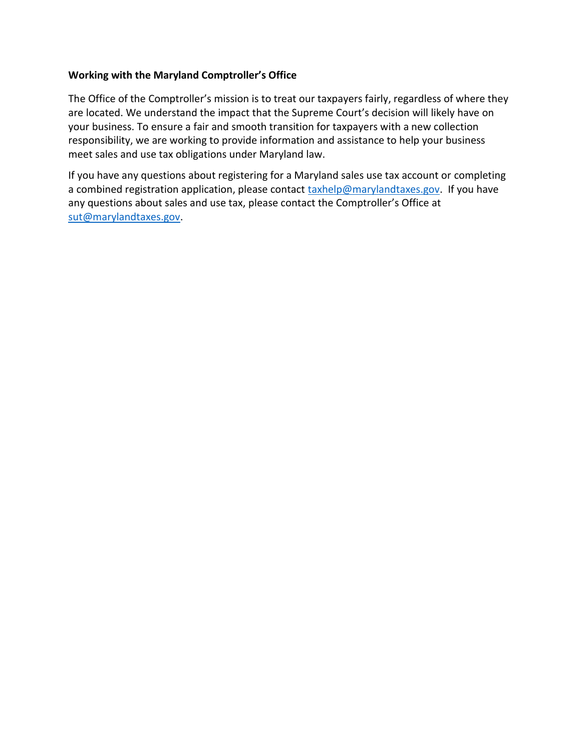**Working with the Maryland Comptroller's Office**

The Office of the Comptroller's mission is to treat our taxpayers fairly, regardless of where they are located. We understand the impact that the Supreme Court's decision will likely have on your business. To ensure a fair and smooth transition for taxpayers with a new collection responsibility, we are working to provide information and assistance to help your business meet sales and use tax obligations under Maryland law.

If you have any questions about registering for a Maryland sales use tax account or completing a combined registration application, please contact taxhelp@marylandtaxes.gov. If you have any questions about sales and use tax, please contact the Comptroller's Office at sut@marylandtaxes.gov.